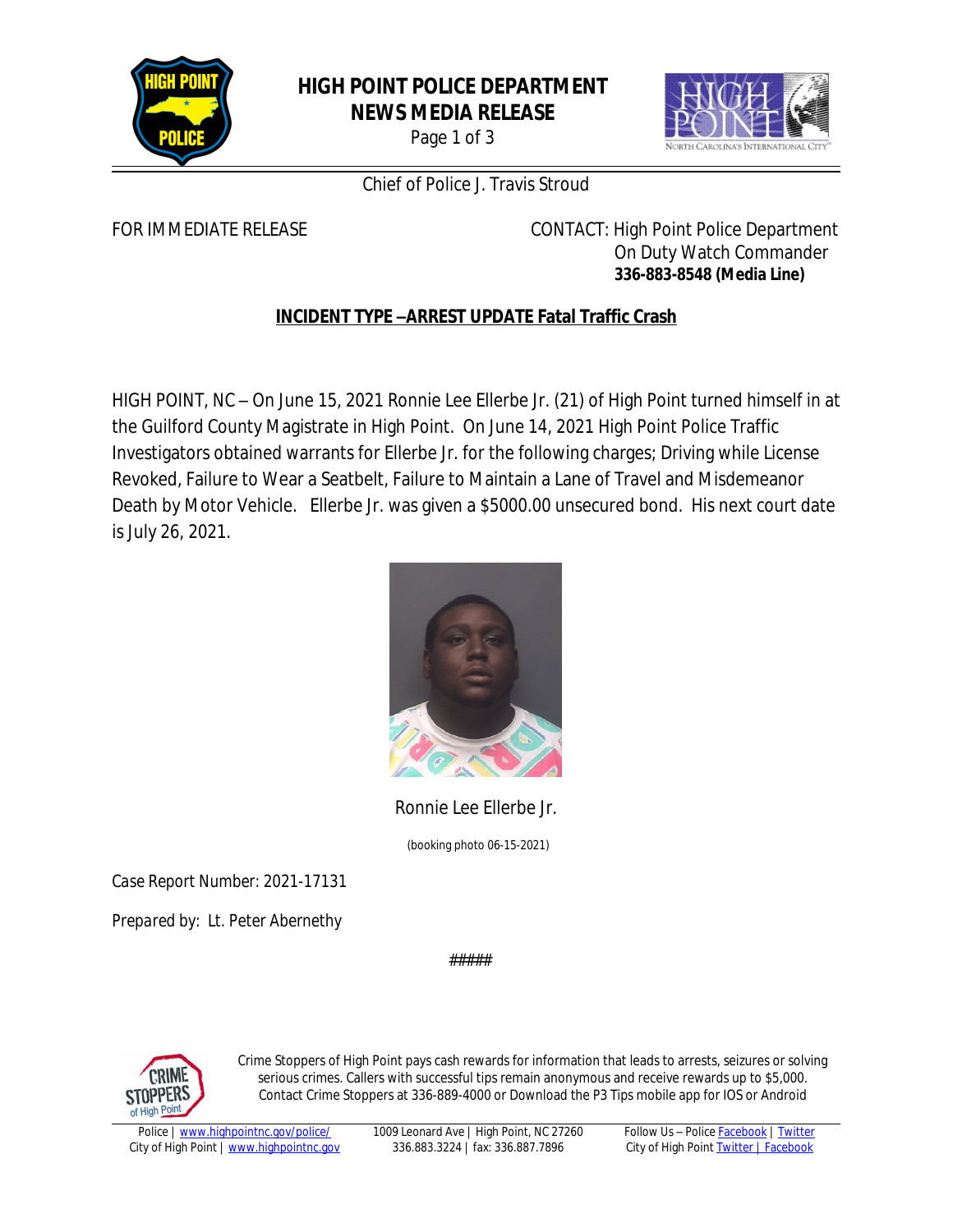# HIGH POINT POLICE DEPARTMENT
## NEWS MEDIA RELEASE

Chief of Police J. Travis Stroud

FOR IMMEDIATE RELEASE

CONTACT: High Point Police Department
On Duty Watch Commander
**336-883-8548 (Media Line)**

**INCIDENT TYPE –ARREST UPDATE Fatal Traffic Crash**

HIGH POINT, NC – On June 15, 2021 Ronnie Lee Ellerbe Jr. (21) of High Point turned himself in at the Guilford County Magistrate in High Point. On June 14, 2021 High Point Police Traffic Investigators obtained warrants for Ellerbe Jr. for the following charges; Driving while License Revoked, Failure to Wear a Seatbelt, Failure to Maintain a Lane of Travel and Misdemeanor Death by Motor Vehicle. Ellerbe Jr. was given a $5000.00 unsecured bond. His next court date is July 26, 2021.

Ronnie Lee Ellerbe Jr.

(booking photo 06-15-2021)

Case Report Number: 2021-17131

Prepared by: Lt. Peter Abernethy

#####

Crime Stoppers of High Point pays cash rewards for information that leads to arrests, seizures or solving serious crimes. Callers with successful tips remain anonymous and receive rewards up to $5,000. Contact Crime Stoppers at 336-889-4000 or Download the P3 Tips mobile app for IOS or Android

Police | www.highpointnc.gov/police/
City of High Point | www.highpointnc.gov

1009 Leonard Ave | High Point, NC 27260
336.883.3224 | fax: 336.887.7896

Follow Us – Police Facebook | Twitter
City of High Point Twitter | Facebook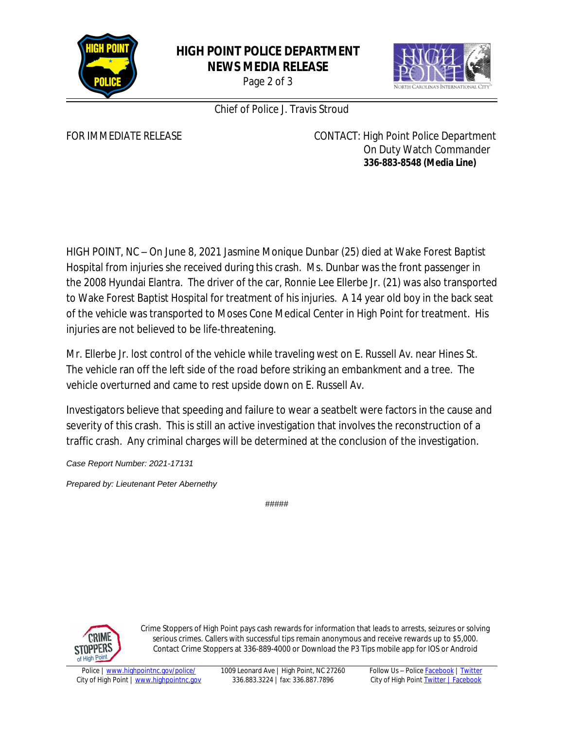# HIGH POINT POLICE DEPARTMENT
## NEWS MEDIA RELEASE

Chief of Police J. Travis Stroud

FOR IMMEDIATE RELEASE

CONTACT: High Point Police Department
On Duty Watch Commander
**336-883-8548 (Media Line)**

HIGH POINT, NC – On June 8, 2021 Jasmine Monique Dunbar (25) died at Wake Forest Baptist Hospital from injuries she received during this crash. Ms. Dunbar was the front passenger in the 2008 Hyundai Elantra. The driver of the car, Ronnie Lee Ellerbe Jr. (21) was also transported to Wake Forest Baptist Hospital for treatment of his injuries. A 14 year old boy in the back seat of the vehicle was transported to Moses Cone Medical Center in High Point for treatment. His injuries are not believed to be life-threatening.

Mr. Ellerbe Jr. lost control of the vehicle while traveling west on E. Russell Av. near Hines St. The vehicle ran off the left side of the road before striking an embankment and a tree. The vehicle overturned and came to rest upside down on E. Russell Av.

Investigators believe that speeding and failure to wear a seatbelt were factors in the cause and severity of this crash. This is still an active investigation that involves the reconstruction of a traffic crash. Any criminal charges will be determined at the conclusion of the investigation.

*Case Report Number: 2021-17131*

*Prepared by: Lieutenant Peter Abernethy*

#####

Crime Stoppers of High Point pays cash rewards for information that leads to arrests, seizures or solving serious crimes. Callers with successful tips remain anonymous and receive rewards up to $5,000. Contact Crime Stoppers at 336-889-4000 or Download the P3 Tips mobile app for IOS or Android

Police | www.highpointnc.gov/police/
City of High Point | www.highpointnc.gov

1009 Leonard Ave | High Point, NC 27260
336.883.3224 | fax: 336.887.7896

Follow Us – Police Facebook | Twitter
City of High Point Twitter | Facebook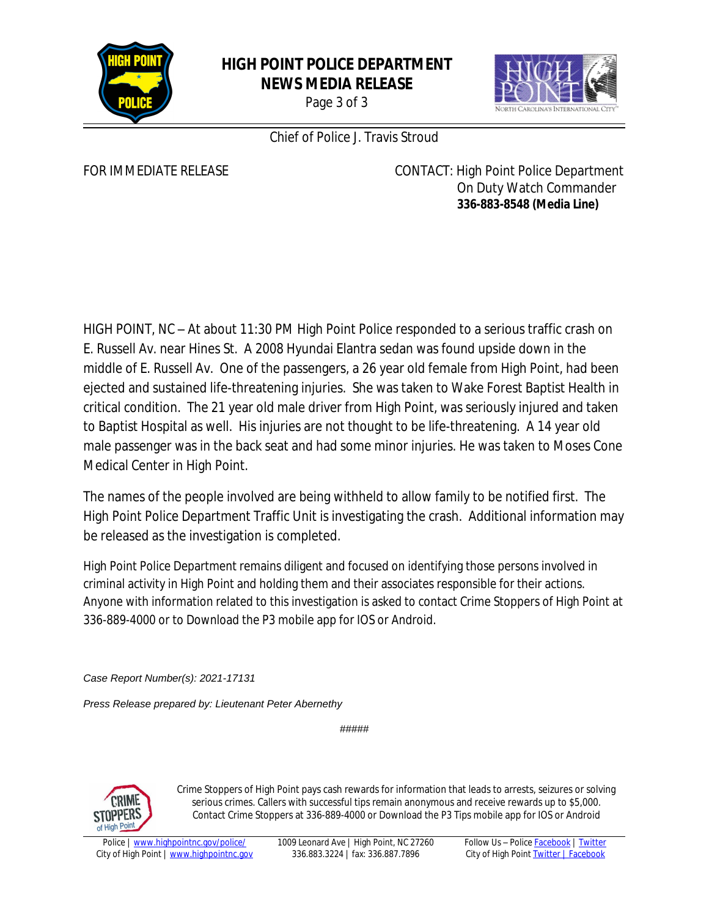# HIGH POINT POLICE DEPARTMENT
## NEWS MEDIA RELEASE

Chief of Police J. Travis Stroud

FOR IMMEDIATE RELEASE

CONTACT: High Point Police Department
On Duty Watch Commander
**336-883-8548 (Media Line)**

HIGH POINT, NC – At about 11:30 PM High Point Police responded to a serious traffic crash on E. Russell Av. near Hines St. A 2008 Hyundai Elantra sedan was found upside down in the middle of E. Russell Av. One of the passengers, a 26 year old female from High Point, had been ejected and sustained life-threatening injuries. She was taken to Wake Forest Baptist Health in critical condition. The 21 year old male driver from High Point, was seriously injured and taken to Baptist Hospital as well. His injuries are not thought to be life-threatening. A 14 year old male passenger was in the back seat and had some minor injuries. He was taken to Moses Cone Medical Center in High Point.

The names of the people involved are being withheld to allow family to be notified first. The High Point Police Department Traffic Unit is investigating the crash. Additional information may be released as the investigation is completed.

High Point Police Department remains diligent and focused on identifying those persons involved in criminal activity in High Point and holding them and their associates responsible for their actions. Anyone with information related to this investigation is asked to contact Crime Stoppers of High Point at 336-889-4000 or to Download the P3 mobile app for IOS or Android.

*Case Report Number(s): 2021-17131*

*Press Release prepared by: Lieutenant Peter Abernethy*

#####

Crime Stoppers of High Point pays cash rewards for information that leads to arrests, seizures or solving serious crimes. Callers with successful tips remain anonymous and receive rewards up to $5,000. Contact Crime Stoppers at 336-889-4000 or Download the P3 Tips mobile app for IOS or Android

Police | www.highpointnc.gov/police/
City of High Point | www.highpointnc.gov

1009 Leonard Ave | High Point, NC 27260
336.883.3224 | fax: 336.887.7896

Follow Us – Police Facebook | Twitter
City of High Point Twitter | Facebook